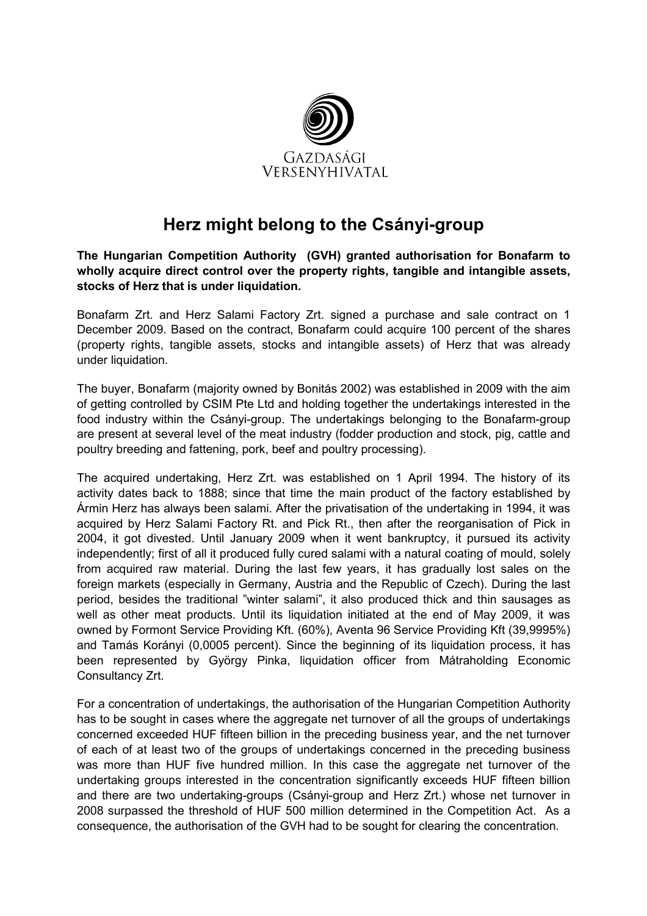GAZDASÁGI VERSENYHIVATAL

# Herz might belong to the Csányi-group

**The Hungarian Competition Authority (GVH) granted authorisation for Bonafarm to wholly acquire direct control over the property rights, tangible and intangible assets, stocks of Herz that is under liquidation.**

Bonafarm Zrt. and Herz Salami Factory Zrt. signed a purchase and sale contract on 1 December 2009. Based on the contract, Bonafarm could acquire 100 percent of the shares (property rights, tangible assets, stocks and intangible assets) of Herz that was already under liquidation.

The buyer, Bonafarm (majority owned by Bonitás 2002) was established in 2009 with the aim of getting controlled by CSIM Pte Ltd and holding together the undertakings interested in the food industry within the Csányi-group. The undertakings belonging to the Bonafarm-group are present at several level of the meat industry (fodder production and stock, pig, cattle and poultry breeding and fattening, pork, beef and poultry processing).

The acquired undertaking, Herz Zrt. was established on 1 April 1994. The history of its activity dates back to 1888; since that time the main product of the factory established by Ármin Herz has always been salami. After the privatisation of the undertaking in 1994, it was acquired by Herz Salami Factory Rt. and Pick Rt., then after the reorganisation of Pick in 2004, it got divested. Until January 2009 when it went bankruptcy, it pursued its activity independently; first of all it produced fully cured salami with a natural coating of mould, solely from acquired raw material. During the last few years, it has gradually lost sales on the foreign markets (especially in Germany, Austria and the Republic of Czech). During the last period, besides the traditional "winter salami", it also produced thick and thin sausages as well as other meat products. Until its liquidation initiated at the end of May 2009, it was owned by Formont Service Providing Kft. (60%), Aventa 96 Service Providing Kft (39,9995%) and Tamás Korányi (0,0005 percent). Since the beginning of its liquidation process, it has been represented by György Pinka, liquidation officer from Mátraholding Economic Consultancy Zrt.

For a concentration of undertakings, the authorisation of the Hungarian Competition Authority has to be sought in cases where the aggregate net turnover of all the groups of undertakings concerned exceeded HUF fifteen billion in the preceding business year, and the net turnover of each of at least two of the groups of undertakings concerned in the preceding business was more than HUF five hundred million. In this case the aggregate net turnover of the undertaking groups interested in the concentration significantly exceeds HUF fifteen billion and there are two undertaking-groups (Csányi-group and Herz Zrt.) whose net turnover in 2008 surpassed the threshold of HUF 500 million determined in the Competition Act. As a consequence, the authorisation of the GVH had to be sought for clearing the concentration.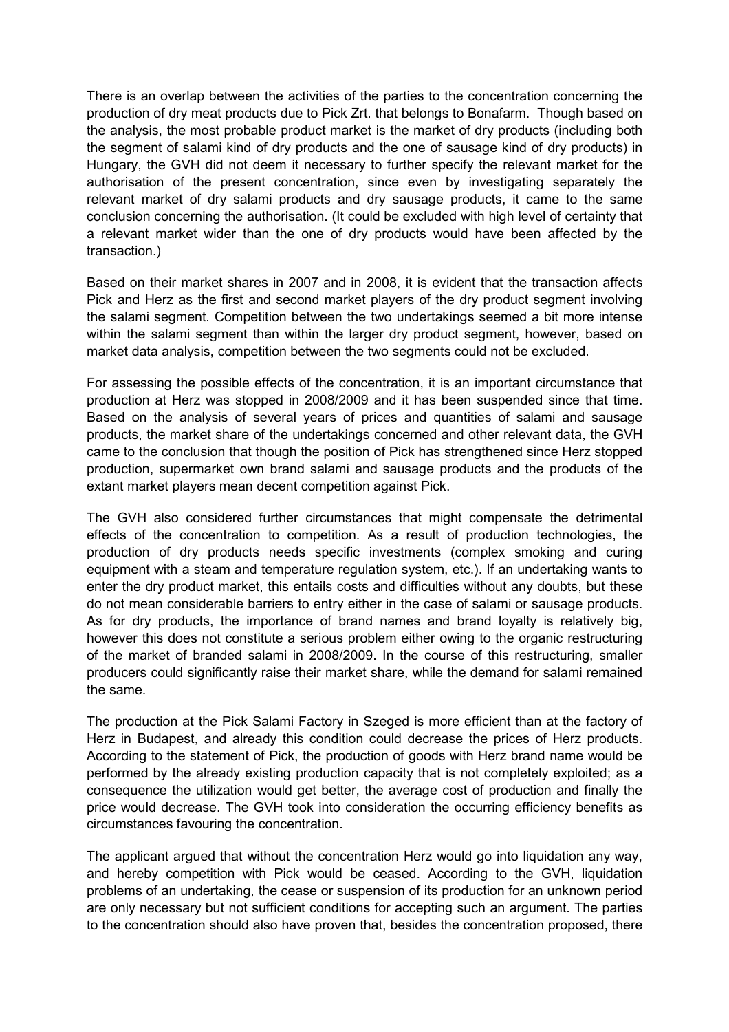There is an overlap between the activities of the parties to the concentration concerning the production of dry meat products due to Pick Zrt. that belongs to Bonafarm. Though based on the analysis, the most probable product market is the market of dry products (including both the segment of salami kind of dry products and the one of sausage kind of dry products) in Hungary, the GVH did not deem it necessary to further specify the relevant market for the authorisation of the present concentration, since even by investigating separately the relevant market of dry salami products and dry sausage products, it came to the same conclusion concerning the authorisation. (It could be excluded with high level of certainty that a relevant market wider than the one of dry products would have been affected by the transaction.)

Based on their market shares in 2007 and in 2008, it is evident that the transaction affects Pick and Herz as the first and second market players of the dry product segment involving the salami segment. Competition between the two undertakings seemed a bit more intense within the salami segment than within the larger dry product segment, however, based on market data analysis, competition between the two segments could not be excluded.

For assessing the possible effects of the concentration, it is an important circumstance that production at Herz was stopped in 2008/2009 and it has been suspended since that time. Based on the analysis of several years of prices and quantities of salami and sausage products, the market share of the undertakings concerned and other relevant data, the GVH came to the conclusion that though the position of Pick has strengthened since Herz stopped production, supermarket own brand salami and sausage products and the products of the extant market players mean decent competition against Pick.

The GVH also considered further circumstances that might compensate the detrimental effects of the concentration to competition. As a result of production technologies, the production of dry products needs specific investments (complex smoking and curing equipment with a steam and temperature regulation system, etc.). If an undertaking wants to enter the dry product market, this entails costs and difficulties without any doubts, but these do not mean considerable barriers to entry either in the case of salami or sausage products. As for dry products, the importance of brand names and brand loyalty is relatively big, however this does not constitute a serious problem either owing to the organic restructuring of the market of branded salami in 2008/2009. In the course of this restructuring, smaller producers could significantly raise their market share, while the demand for salami remained the same.

The production at the Pick Salami Factory in Szeged is more efficient than at the factory of Herz in Budapest, and already this condition could decrease the prices of Herz products. According to the statement of Pick, the production of goods with Herz brand name would be performed by the already existing production capacity that is not completely exploited; as a consequence the utilization would get better, the average cost of production and finally the price would decrease. The GVH took into consideration the occurring efficiency benefits as circumstances favouring the concentration.

The applicant argued that without the concentration Herz would go into liquidation any way, and hereby competition with Pick would be ceased. According to the GVH, liquidation problems of an undertaking, the cease or suspension of its production for an unknown period are only necessary but not sufficient conditions for accepting such an argument. The parties to the concentration should also have proven that, besides the concentration proposed, there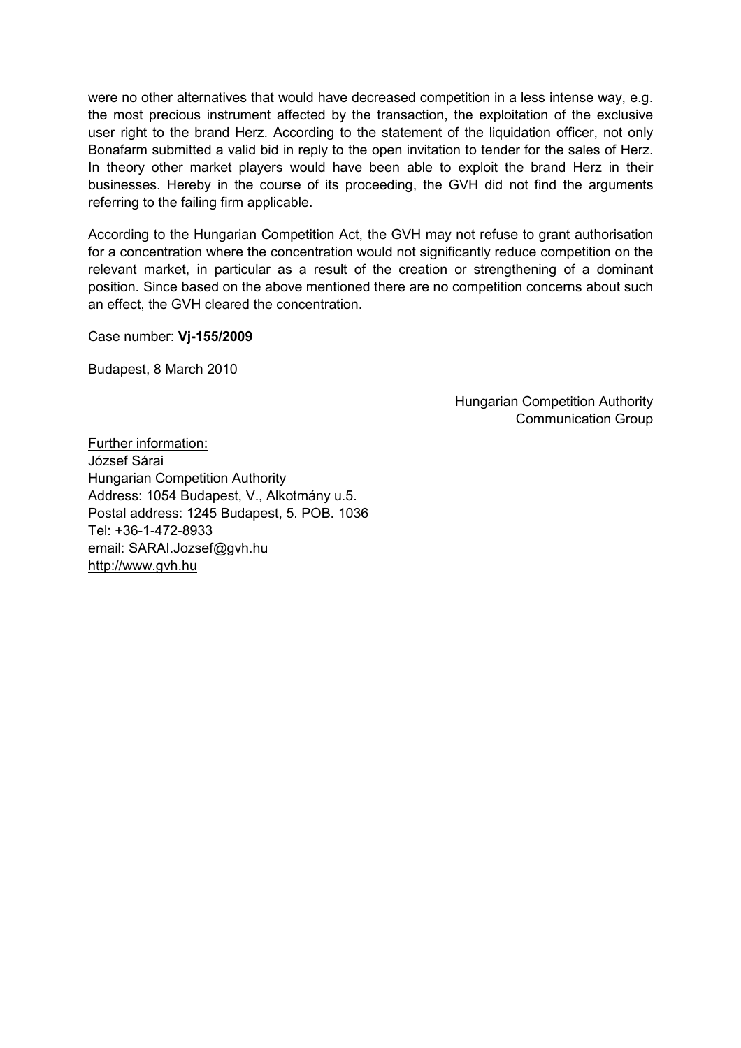were no other alternatives that would have decreased competition in a less intense way, e.g. the most precious instrument affected by the transaction, the exploitation of the exclusive user right to the brand Herz. According to the statement of the liquidation officer, not only Bonafarm submitted a valid bid in reply to the open invitation to tender for the sales of Herz. In theory other market players would have been able to exploit the brand Herz in their businesses. Hereby in the course of its proceeding, the GVH did not find the arguments referring to the failing firm applicable.

According to the Hungarian Competition Act, the GVH may not refuse to grant authorisation for a concentration where the concentration would not significantly reduce competition on the relevant market, in particular as a result of the creation or strengthening of a dominant position. Since based on the above mentioned there are no competition concerns about such an effect, the GVH cleared the concentration.

Case number: **Vj-155/2009**

Budapest, 8 March 2010

Hungarian Competition Authority
Communication Group

Further information:
József Sárai
Hungarian Competition Authority
Address: 1054 Budapest, V., Alkotmány u.5.
Postal address: 1245 Budapest, 5. POB. 1036
Tel: +36-1-472-8933
email: SARAI.Jozsef@gvh.hu
http://www.gvh.hu